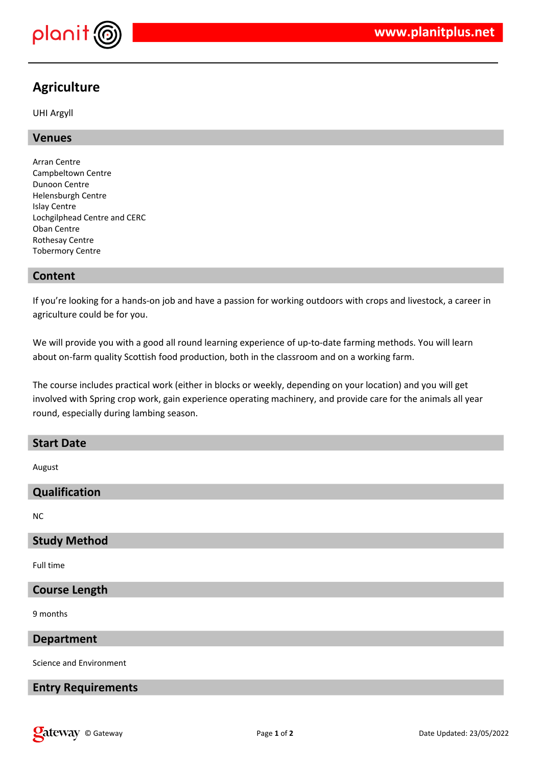# Agriculture

UHI Argyll

## Venues

Arran Centre
Campbeltown Centre
Dunoon Centre
Helensburgh Centre
Islay Centre
Lochgilphead Centre and CERC
Oban Centre
Rothesay Centre
Tobermory Centre

## Content

If you're looking for a hands-on job and have a passion for working outdoors with crops and livestock, a career in agriculture could be for you.

We will provide you with a good all round learning experience of up-to-date farming methods. You will learn about on-farm quality Scottish food production, both in the classroom and on a working farm.

The course includes practical work (either in blocks or weekly, depending on your location) and you will get involved with Spring crop work, gain experience operating machinery, and provide care for the animals all year round, especially during lambing season.

## Start Date

August

## Qualification

NC

## Study Method

Full time

## Course Length

9 months

## Department

Science and Environment

## Entry Requirements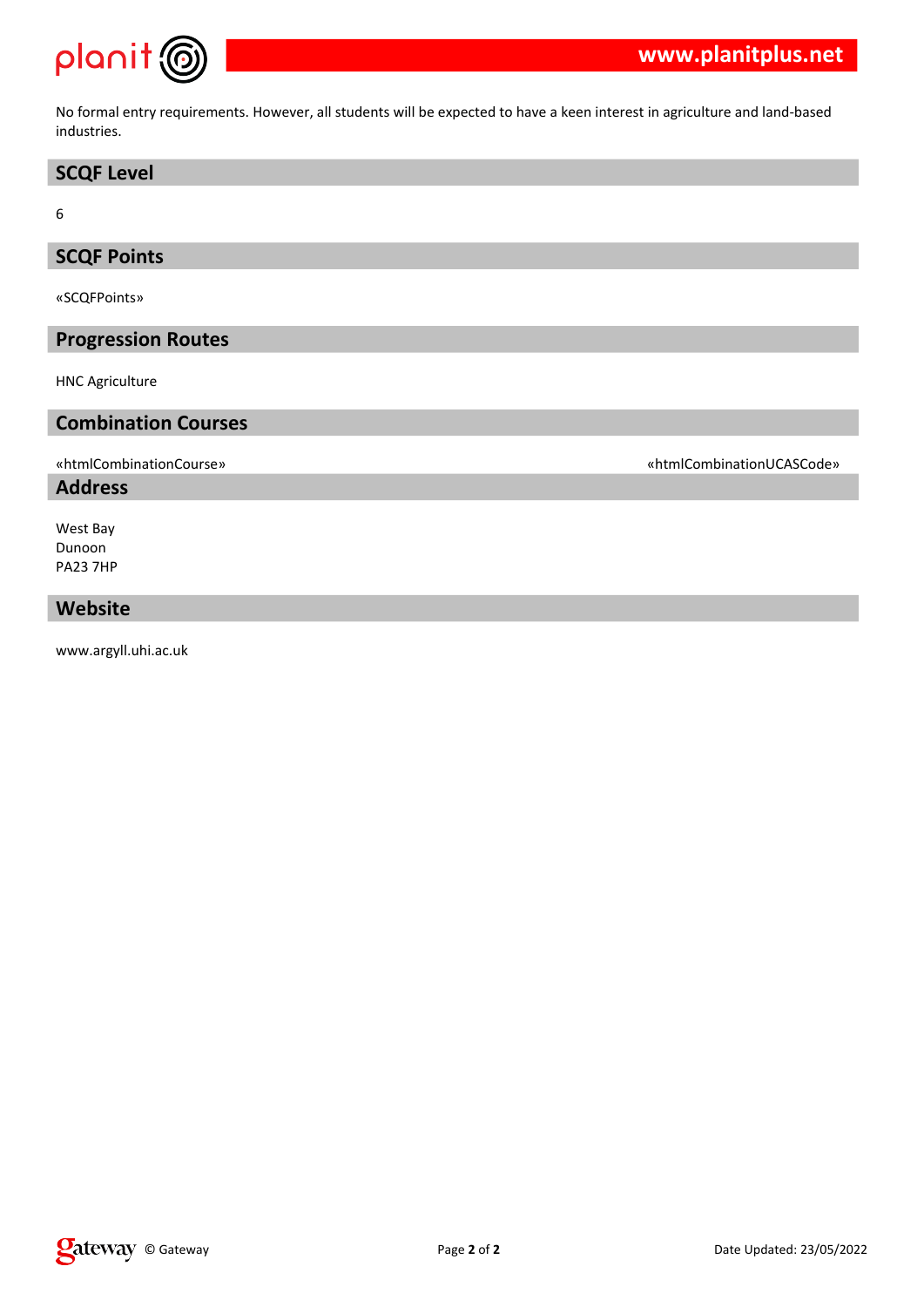No formal entry requirements. However, all students will be expected to have a keen interest in agriculture and land-based industries.

## SCQF Level

6

## SCQF Points

«SCQFPoints»

## Progression Routes

HNC Agriculture

## Combination Courses

«htmlCombinationCourse» «htmlCombinationUCASCode»

## Address

West Bay
Dunoon
PA23 7HP

## Website

www.argyll.uhi.ac.uk